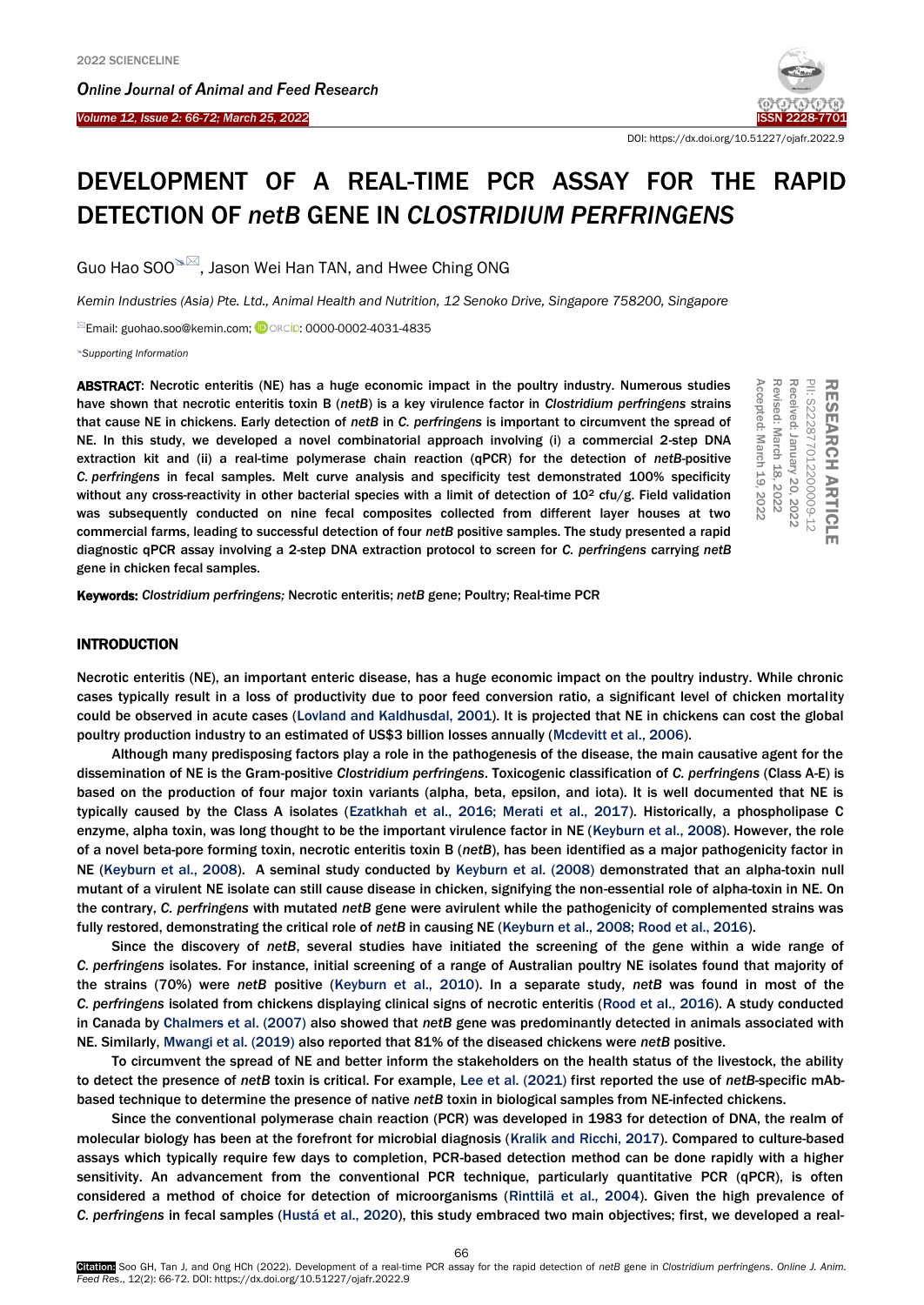DOI: https://dx.doi.org/10.51227/ojafr.2022.9

# DEVELOPMENT OF A REAL-TIME PCR ASSAY FOR THE RAPID DETECTION OF *netB* GENE IN *CLOSTRIDIUM PERFRINGENS*

Guo Hao SOO, Jason Wei Han TAN, and Hwee Ching ONG

*Kemin Industries (Asia) Pte. Ltd., Animal Health and Nutrition, 12 Senoko Drive, Singapore 758200, Singapore*

Email: guohao.soo@kemin.com; ORCID: 0000-0002-4031-4835

*Supporting Information*

RESEARCH ARTICLE
PII: S222877012200009-12
Received: January 20, 2022
Revised: March 18, 2022
Accepted: March 19, 2022

**ABSTRACT**: Necrotic enteritis (NE) has a huge economic impact in the poultry industry. Numerous studies have shown that necrotic enteritis toxin B (*netB*) is a key virulence factor in *Clostridium perfringens* strains that cause NE in chickens. Early detection of *netB* in *C. perfringens* is important to circumvent the spread of NE. In this study, we developed a novel combinatorial approach involving (i) a commercial 2-step DNA extraction kit and (ii) a real-time polymerase chain reaction (qPCR) for the detection of *netB*-positive *C. perfringens* in fecal samples. Melt curve analysis and specificity test demonstrated 100% specificity without any cross-reactivity in other bacterial species with a limit of detection of $10^2$ cfu/g. Field validation was subsequently conducted on nine fecal composites collected from different layer houses at two commercial farms, leading to successful detection of four *netB* positive samples. The study presented a rapid diagnostic qPCR assay involving a 2-step DNA extraction protocol to screen for *C. perfringens* carrying *netB* gene in chicken fecal samples.

**Keywords:** *Clostridium perfringens;* Necrotic enteritis; *netB* gene; Poultry; Real-time PCR

## INTRODUCTION

Necrotic enteritis (NE), an important enteric disease, has a huge economic impact on the poultry industry. While chronic cases typically result in a loss of productivity due to poor feed conversion ratio, a significant level of chicken mortality could be observed in acute cases (Lovland and Kaldhusdal, 2001). It is projected that NE in chickens can cost the global poultry production industry to an estimated of US$3 billion losses annually (Mcdevitt et al., 2006).

Although many predisposing factors play a role in the pathogenesis of the disease, the main causative agent for the dissemination of NE is the Gram-positive *Clostridium perfringens*. Toxicogenic classification of *C. perfringens* (Class A-E) is based on the production of four major toxin variants (alpha, beta, epsilon, and iota). It is well documented that NE is typically caused by the Class A isolates (Ezatkhah et al., 2016; Merati et al., 2017). Historically, a phospholipase C enzyme, alpha toxin, was long thought to be the important virulence factor in NE (Keyburn et al., 2008). However, the role of a novel beta-pore forming toxin, necrotic enteritis toxin B (*netB*), has been identified as a major pathogenicity factor in NE (Keyburn et al., 2008). A seminal study conducted by Keyburn et al. (2008) demonstrated that an alpha-toxin null mutant of a virulent NE isolate can still cause disease in chicken, signifying the non-essential role of alpha-toxin in NE. On the contrary, *C. perfringens* with mutated *netB* gene were avirulent while the pathogenicity of complemented strains was fully restored, demonstrating the critical role of *netB* in causing NE (Keyburn et al., 2008; Rood et al., 2016).

Since the discovery of *netB*, several studies have initiated the screening of the gene within a wide range of *C. perfringens* isolates. For instance, initial screening of a range of Australian poultry NE isolates found that majority of the strains (70%) were *netB* positive (Keyburn et al., 2010). In a separate study, *netB* was found in most of the *C. perfringens* isolated from chickens displaying clinical signs of necrotic enteritis (Rood et al., 2016). A study conducted in Canada by Chalmers et al. (2007) also showed that *netB* gene was predominantly detected in animals associated with NE. Similarly, Mwangi et al. (2019) also reported that 81% of the diseased chickens were *netB* positive.

To circumvent the spread of NE and better inform the stakeholders on the health status of the livestock, the ability to detect the presence of *netB* toxin is critical. For example, Lee et al. (2021) first reported the use of *netB*-specific mAb-based technique to determine the presence of native *netB* toxin in biological samples from NE-infected chickens.

Since the conventional polymerase chain reaction (PCR) was developed in 1983 for detection of DNA, the realm of molecular biology has been at the forefront for microbial diagnosis (Kralik and Ricchi, 2017). Compared to culture-based assays which typically require few days to completion, PCR-based detection method can be done rapidly with a higher sensitivity. An advancement from the conventional PCR technique, particularly quantitative PCR (qPCR), is often considered a method of choice for detection of microorganisms (Rinttilä et al., 2004). Given the high prevalence of *C. perfringens* in fecal samples (Hustá et al., 2020), this study embraced two main objectives; first, we developed a real-

**Citation:** Soo GH, Tan J, and Ong HCh (2022). Development of a real-time PCR assay for the rapid detection of *netB* gene in *Clostridium perfringens*. *Online J. Anim. Feed Res.*, 12(2): 66-72. DOI: https://dx.doi.org/10.51227/ojafr.2022.9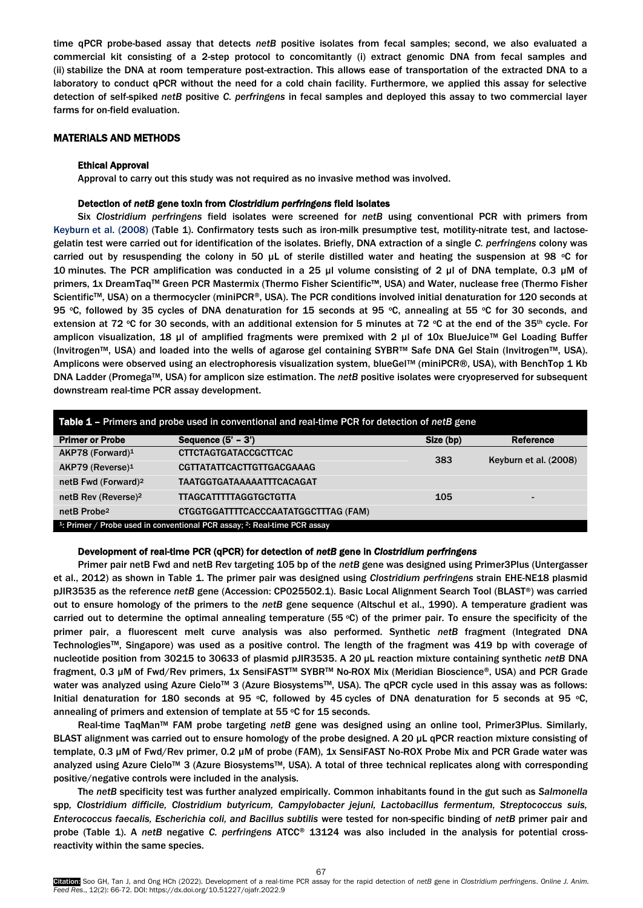time qPCR probe-based assay that detects *netB* positive isolates from fecal samples; second, we also evaluated a commercial kit consisting of a 2-step protocol to concomitantly (i) extract genomic DNA from fecal samples and (ii) stabilize the DNA at room temperature post-extraction. This allows ease of transportation of the extracted DNA to a laboratory to conduct qPCR without the need for a cold chain facility. Furthermore, we applied this assay for selective detection of self-spiked *netB* positive *C. perfringens* in fecal samples and deployed this assay to two commercial layer farms for on-field evaluation.

## MATERIALS AND METHODS

### Ethical Approval

Approval to carry out this study was not required as no invasive method was involved.

### Detection of *netB* gene toxin from *Clostridium perfringens* field isolates

Six *Clostridium perfringens* field isolates were screened for *netB* using conventional PCR with primers from Keyburn et al. (2008) (Table 1). Confirmatory tests such as iron-milk presumptive test, motility-nitrate test, and lactose-gelatin test were carried out for identification of the isolates. Briefly, DNA extraction of a single *C. perfringens* colony was carried out by resuspending the colony in 50 µL of sterile distilled water and heating the suspension at 98 °C for 10 minutes. The PCR amplification was conducted in a 25 µl volume consisting of 2 µl of DNA template, 0.3 µM of primers, 1x DreamTaq™ Green PCR Mastermix (Thermo Fisher Scientific™, USA) and Water, nuclease free (Thermo Fisher Scientific™, USA) on a thermocycler (miniPCR®, USA). The PCR conditions involved initial denaturation for 120 seconds at 95 °C, followed by 35 cycles of DNA denaturation for 15 seconds at 95 °C, annealing at 55 °C for 30 seconds, and extension at 72 °C for 30 seconds, with an additional extension for 5 minutes at 72 °C at the end of the 35th cycle. For amplicon visualization, 18 µl of amplified fragments were premixed with 2 µl of 10x BlueJuice™ Gel Loading Buffer (Invitrogen™, USA) and loaded into the wells of agarose gel containing SYBR™ Safe DNA Gel Stain (Invitrogen™, USA). Amplicons were observed using an electrophoresis visualization system, blueGel™ (miniPCR®, USA), with BenchTop 1 Kb DNA Ladder (Promega™, USA) for amplicon size estimation. The *netB* positive isolates were cryopreserved for subsequent downstream real-time PCR assay development.

**Table 1** – Primers and probe used in conventional and real-time PCR for detection of *netB* gene

| Primer or Probe | Sequence (5' – 3') | Size (bp) | Reference |
|---|---|---|---|
| AKP78 (Forward)[1] | CTTCTAGTGATACCGCTTCAC | 383 | Keyburn et al. (2008) |
| AKP79 (Reverse)[1] | CGTTATATTCACTTGTTGACGAAAG | | |
| netB Fwd (Forward)[2] | TAATGGTGATAAAAATTTCACAGAT | 105 | - |
| netB Rev (Reverse)[2] | TTAGCATTTTTAGGTGCTGTTA | | |
| netB Probe[2] | CTGGTGGATTTTCACCCAATATGGCTTTAG (FAM) | | |

[1]: Primer / Probe used in conventional PCR assay; [2]: Real-time PCR assay

### Development of real-time PCR (qPCR) for detection of *netB* gene in *Clostridium perfringens*

Primer pair netB Fwd and netB Rev targeting 105 bp of the *netB* gene was designed using Primer3Plus (Untergasser et al., 2012) as shown in Table 1. The primer pair was designed using *Clostridium perfringens* strain EHE-NE18 plasmid pJIR3535 as the reference *netB* gene (Accession: CP025502.1). Basic Local Alignment Search Tool (BLAST®) was carried out to ensure homology of the primers to the *netB* gene sequence (Altschul et al., 1990). A temperature gradient was carried out to determine the optimal annealing temperature (55 °C) of the primer pair. To ensure the specificity of the primer pair, a fluorescent melt curve analysis was also performed. Synthetic *netB* fragment (Integrated DNA Technologies™, Singapore) was used as a positive control. The length of the fragment was 419 bp with coverage of nucleotide position from 30215 to 30633 of plasmid pJIR3535. A 20 µL reaction mixture containing synthetic *netB* DNA fragment, 0.3 µM of Fwd/Rev primers, 1x SensiFAST™ SYBR™ No-ROX Mix (Meridian Bioscience®, USA) and PCR Grade water was analyzed using Azure Cielo™ 3 (Azure Biosystems™, USA). The qPCR cycle used in this assay was as follows: Initial denaturation for 180 seconds at 95 °C, followed by 45 cycles of DNA denaturation for 5 seconds at 95 °C, annealing of primers and extension of template at 55 °C for 15 seconds.

Real-time TaqMan™ FAM probe targeting *netB* gene was designed using an online tool, Primer3Plus. Similarly, BLAST alignment was carried out to ensure homology of the probe designed. A 20 µL qPCR reaction mixture consisting of template, 0.3 µM of Fwd/Rev primer, 0.2 µM of probe (FAM), 1x SensiFAST No-ROX Probe Mix and PCR Grade water was analyzed using Azure Cielo™ 3 (Azure Biosystems™, USA). A total of three technical replicates along with corresponding positive/negative controls were included in the analysis.

The *netB* specificity test was further analyzed empirically. Common inhabitants found in the gut such as *Salmonella* spp*, Clostridium difficile, Clostridium butyricum, Campylobacter jejuni, Lactobacillus fermentum, Streptococcus suis, Enterococcus faecalis, Escherichia coli, and Bacillus subtilis* were tested for non-specific binding of *netB* primer pair and probe (Table 1). A *netB* negative *C. perfringens* ATCC® 13124 was also included in the analysis for potential cross-reactivity within the same species.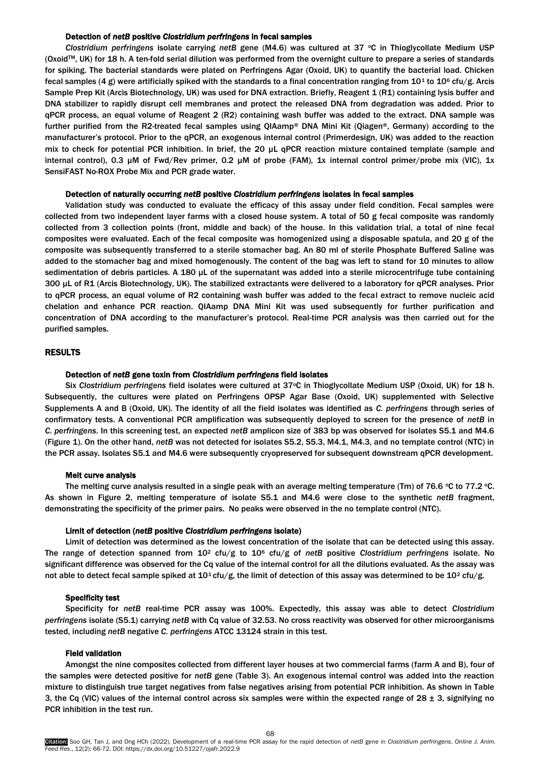#### Detection of *netB* positive *Clostridium perfringens* in fecal samples

*Clostridium perfringens* isolate carrying *netB* gene (M4.6) was cultured at 37 °C in Thioglycollate Medium USP (Oxoid™, UK) for 18 h. A ten-fold serial dilution was performed from the overnight culture to prepare a series of standards for spiking. The bacterial standards were plated on Perfringens Agar (Oxoid, UK) to quantify the bacterial load. Chicken fecal samples (4 g) were artificially spiked with the standards to a final concentration ranging from $10^1$ to $10^6$ cfu/g. Arcis Sample Prep Kit (Arcis Biotechnology, UK) was used for DNA extraction. Briefly, Reagent 1 (R1) containing lysis buffer and DNA stabilizer to rapidly disrupt cell membranes and protect the released DNA from degradation was added. Prior to qPCR process, an equal volume of Reagent 2 (R2) containing wash buffer was added to the extract. DNA sample was further purified from the R2-treated fecal samples using QIAamp® DNA Mini Kit (Qiagen®, Germany) according to the manufacturer's protocol. Prior to the qPCR, an exogenous internal control (Primerdesign, UK) was added to the reaction mix to check for potential PCR inhibition. In brief, the 20 µL qPCR reaction mixture contained template (sample and internal control), 0.3 µM of Fwd/Rev primer, 0.2 µM of probe (FAM), 1x internal control primer/probe mix (VIC), 1x SensiFAST No-ROX Probe Mix and PCR grade water.

#### Detection of naturally occurring *netB* positive *Clostridium perfringens* isolates in fecal samples

Validation study was conducted to evaluate the efficacy of this assay under field condition. Fecal samples were collected from two independent layer farms with a closed house system. A total of 50 g fecal composite was randomly collected from 3 collection points (front, middle and back) of the house. In this validation trial, a total of nine fecal composites were evaluated. Each of the fecal composite was homogenized using a disposable spatula, and 20 g of the composite was subsequently transferred to a sterile stomacher bag. An 80 ml of sterile Phosphate Buffered Saline was added to the stomacher bag and mixed homogenously. The content of the bag was left to stand for 10 minutes to allow sedimentation of debris particles. A 180 µL of the supernatant was added into a sterile microcentrifuge tube containing 300 µL of R1 (Arcis Biotechnology, UK). The stabilized extractants were delivered to a laboratory for qPCR analyses. Prior to qPCR process, an equal volume of R2 containing wash buffer was added to the fecal extract to remove nucleic acid chelation and enhance PCR reaction. QIAamp DNA Mini Kit was used subsequently for further purification and concentration of DNA according to the manufacturer's protocol. Real-time PCR analysis was then carried out for the purified samples.

## RESULTS

#### Detection of *netB* gene toxin from *Clostridium perfringens* field isolates

Six *Clostridium perfringens* field isolates were cultured at 37°C in Thioglycollate Medium USP (Oxoid, UK) for 18 h. Subsequently, the cultures were plated on Perfringens OPSP Agar Base (Oxoid, UK) supplemented with Selective Supplements A and B (Oxoid, UK). The identity of all the field isolates was identified as *C. perfringens* through series of confirmatory tests. A conventional PCR amplification was subsequently deployed to screen for the presence of *netB* in *C. perfringens*. In this screening test, an expected *netB* amplicon size of 383 bp was observed for isolates S5.1 and M4.6 (Figure 1). On the other hand, *netB* was not detected for isolates S5.2, S5.3, M4.1, M4.3, and no template control (NTC) in the PCR assay. Isolates S5.1 and M4.6 were subsequently cryopreserved for subsequent downstream qPCR development.

#### Melt curve analysis

The melting curve analysis resulted in a single peak with an average melting temperature (Tm) of 76.6 °C to 77.2 °C. As shown in Figure 2, melting temperature of isolate S5.1 and M4.6 were close to the synthetic *netB* fragment, demonstrating the specificity of the primer pairs. No peaks were observed in the no template control (NTC).

#### Limit of detection (*netB* positive *Clostridium perfringens* isolate)

Limit of detection was determined as the lowest concentration of the isolate that can be detected using this assay. The range of detection spanned from $10^2$ cfu/g to $10^6$ cfu/g of *netB* positive *Clostridium perfringens* isolate. No significant difference was observed for the Cq value of the internal control for all the dilutions evaluated. As the assay was not able to detect fecal sample spiked at $10^1$ cfu/g, the limit of detection of this assay was determined to be $10^2$ cfu/g.

#### Specificity test

Specificity for *netB* real-time PCR assay was 100%. Expectedly, this assay was able to detect *Clostridium perfringens* isolate (S5.1) carrying *netB* with Cq value of 32.53. No cross reactivity was observed for other microorganisms tested, including *netB* negative *C. perfringens* ATCC 13124 strain in this test.

#### Field validation

Amongst the nine composites collected from different layer houses at two commercial farms (farm A and B), four of the samples were detected positive for *netB* gene (Table 3). An exogenous internal control was added into the reaction mixture to distinguish true target negatives from false negatives arising from potential PCR inhibition. As shown in Table 3, the Cq (VIC) values of the internal control across six samples were within the expected range of 28 ± 3, signifying no PCR inhibition in the test run.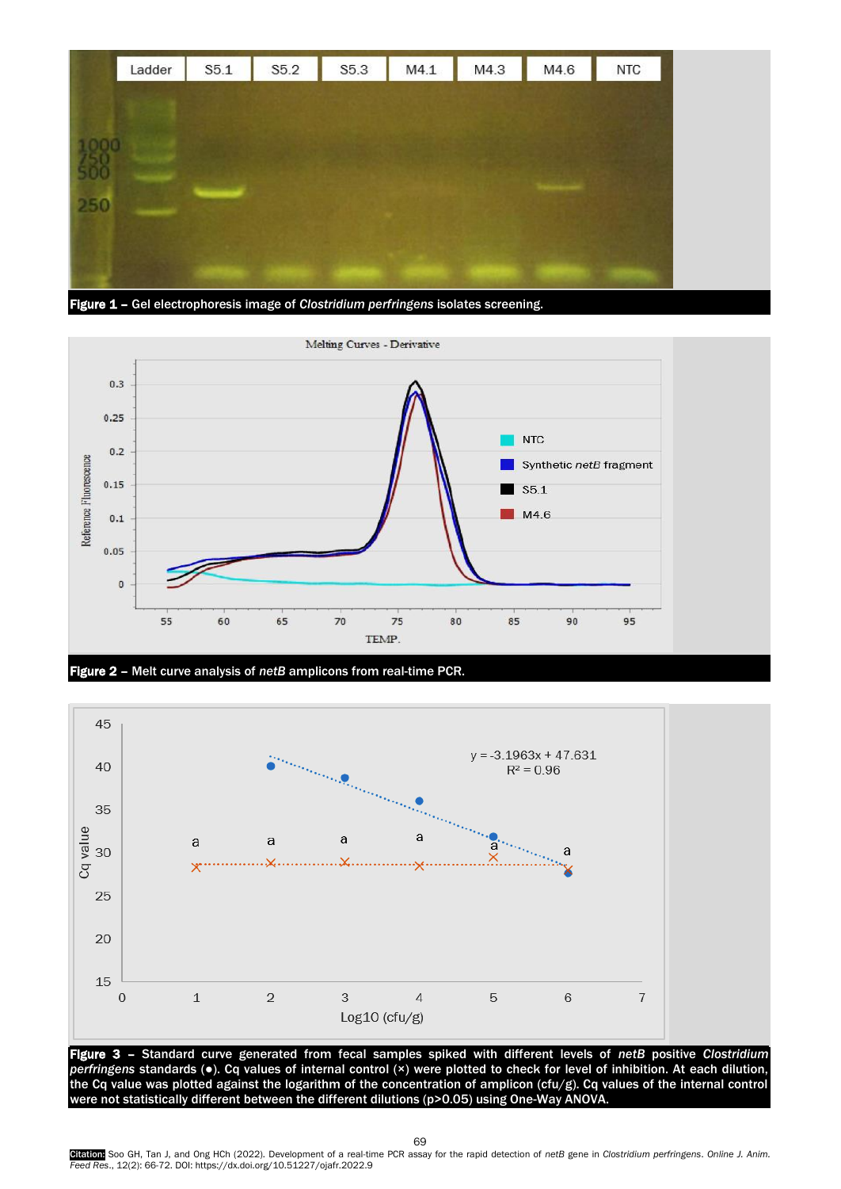**Figure 1 –** Gel electrophoresis image of *Clostridium perfringens* isolates screening.

**Figure 2 –** Melt curve analysis of *netB* amplicons from real-time PCR.

**Figure 3 –** Standard curve generated from fecal samples spiked with different levels of *netB* positive *Clostridium perfringens* standards (●). Cq values of internal control (×) were plotted to check for level of inhibition. At each dilution, the Cq value was plotted against the logarithm of the concentration of amplicon (cfu/g). Cq values of the internal control were not statistically different between the different dilutions ($p>0.05$) using One-Way ANOVA.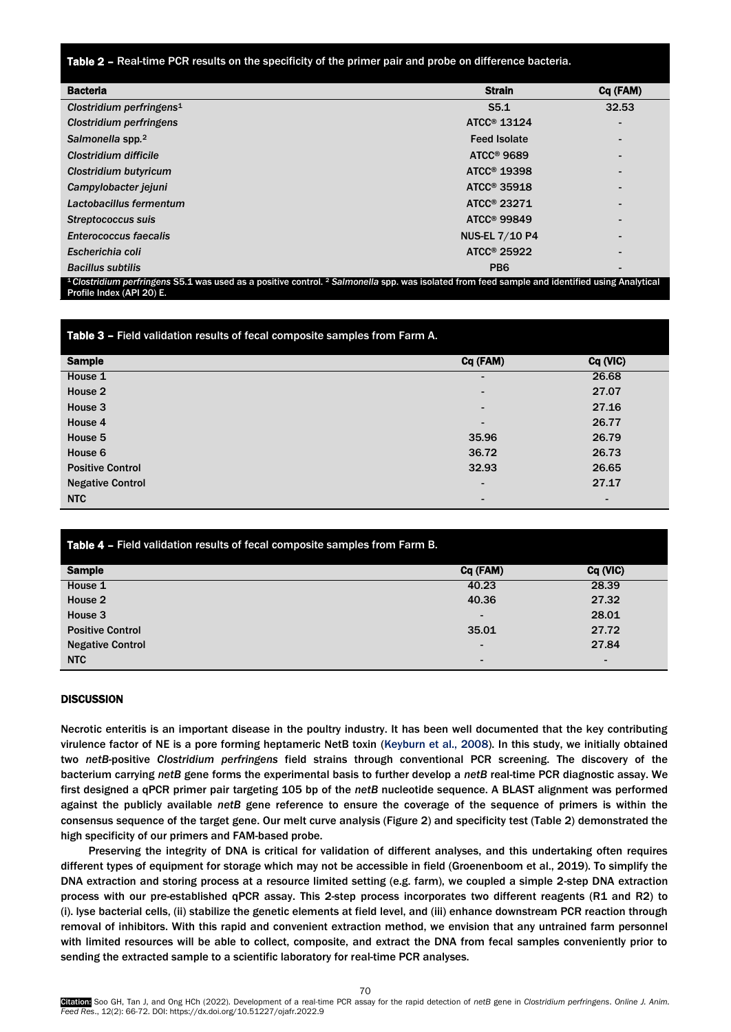**Table 2** – Real-time PCR results on the specificity of the primer pair and probe on difference bacteria.

| Bacteria | Strain | Cq (FAM) |
|---|---|---|
| *Clostridium perfringens*[1] | S5.1 | 32.53 |
| *Clostridium perfringens* | ATCC® 13124 | - |
| *Salmonella* spp.[2] | Feed Isolate | - |
| *Clostridium difficile* | ATCC® 9689 | - |
| *Clostridium butyricum* | ATCC® 19398 | - |
| *Campylobacter jejuni* | ATCC® 35918 | - |
| *Lactobacillus fermentum* | ATCC® 23271 | - |
| *Streptococcus suis* | ATCC® 99849 | - |
| *Enterococcus faecalis* | NUS-EL 7/10 P4 | - |
| *Escherichia coli* | ATCC® 25922 | - |
| *Bacillus subtilis* | PB6 | - |

[1] *Clostridium perfringens* S5.1 was used as a positive control. [2] *Salmonella* spp. was isolated from feed sample and identified using Analytical Profile Index (API 20) E.

**Table 3** – Field validation results of fecal composite samples from Farm A.

| Sample | Cq (FAM) | Cq (VIC) |
|---|---|---|
| House 1 | - | 26.68 |
| House 2 | - | 27.07 |
| House 3 | - | 27.16 |
| House 4 | - | 26.77 |
| House 5 | 35.96 | 26.79 |
| House 6 | 36.72 | 26.73 |
| Positive Control | 32.93 | 26.65 |
| Negative Control | - | 27.17 |
| NTC | - | - |

**Table 4** – Field validation results of fecal composite samples from Farm B.

| Sample | Cq (FAM) | Cq (VIC) |
|---|---|---|
| House 1 | 40.23 | 28.39 |
| House 2 | 40.36 | 27.32 |
| House 3 | - | 28.01 |
| Positive Control | 35.01 | 27.72 |
| Negative Control | - | 27.84 |
| NTC | - | - |

## DISCUSSION

Necrotic enteritis is an important disease in the poultry industry. It has been well documented that the key contributing virulence factor of NE is a pore forming heptameric NetB toxin (Keyburn et al., 2008). In this study, we initially obtained two *netB*-positive *Clostridium perfringens* field strains through conventional PCR screening. The discovery of the bacterium carrying *netB* gene forms the experimental basis to further develop a *netB* real-time PCR diagnostic assay. We first designed a qPCR primer pair targeting 105 bp of the *netB* nucleotide sequence. A BLAST alignment was performed against the publicly available *netB* gene reference to ensure the coverage of the sequence of primers is within the consensus sequence of the target gene. Our melt curve analysis (Figure 2) and specificity test (Table 2) demonstrated the high specificity of our primers and FAM-based probe.

Preserving the integrity of DNA is critical for validation of different analyses, and this undertaking often requires different types of equipment for storage which may not be accessible in field (Groenenboom et al., 2019). To simplify the DNA extraction and storing process at a resource limited setting (e.g. farm), we coupled a simple 2-step DNA extraction process with our pre-established qPCR assay. This 2-step process incorporates two different reagents (R1 and R2) to (i). lyse bacterial cells, (ii) stabilize the genetic elements at field level, and (iii) enhance downstream PCR reaction through removal of inhibitors. With this rapid and convenient extraction method, we envision that any untrained farm personnel with limited resources will be able to collect, composite, and extract the DNA from fecal samples conveniently prior to sending the extracted sample to a scientific laboratory for real-time PCR analyses.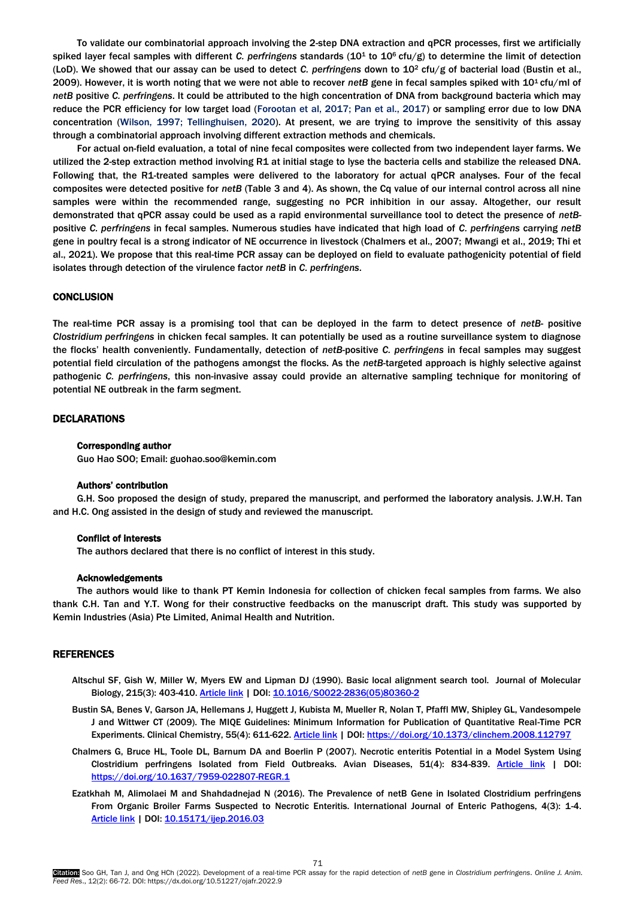To validate our combinatorial approach involving the 2-step DNA extraction and qPCR processes, first we artificially spiked layer fecal samples with different *C. perfringens* standards ($10^1$ to $10^6$ cfu/g) to determine the limit of detection (LoD). We showed that our assay can be used to detect *C. perfringens* down to $10^2$ cfu/g of bacterial load (Bustin et al., 2009). However, it is worth noting that we were not able to recover *netB* gene in fecal samples spiked with $10^1$ cfu/ml of *netB* positive *C. perfringens*. It could be attributed to the high concentration of DNA from background bacteria which may reduce the PCR efficiency for low target load (Forootan et al, 2017; Pan et al., 2017) or sampling error due to low DNA concentration (Wilson, 1997; Tellinghuisen, 2020). At present, we are trying to improve the sensitivity of this assay through a combinatorial approach involving different extraction methods and chemicals.

For actual on-field evaluation, a total of nine fecal composites were collected from two independent layer farms. We utilized the 2-step extraction method involving R1 at initial stage to lyse the bacteria cells and stabilize the released DNA. Following that, the R1-treated samples were delivered to the laboratory for actual qPCR analyses. Four of the fecal composites were detected positive for *netB* (Table 3 and 4). As shown, the Cq value of our internal control across all nine samples were within the recommended range, suggesting no PCR inhibition in our assay. Altogether, our result demonstrated that qPCR assay could be used as a rapid environmental surveillance tool to detect the presence of *netB*-positive *C. perfringens* in fecal samples. Numerous studies have indicated that high load of *C. perfringens* carrying *netB* gene in poultry fecal is a strong indicator of NE occurrence in livestock (Chalmers et al., 2007; Mwangi et al., 2019; Thi et al., 2021). We propose that this real-time PCR assay can be deployed on field to evaluate pathogenicity potential of field isolates through detection of the virulence factor *netB* in *C. perfringens*.

## CONCLUSION

The real-time PCR assay is a promising tool that can be deployed in the farm to detect presence of *netB*- positive *Clostridium perfringens* in chicken fecal samples. It can potentially be used as a routine surveillance system to diagnose the flocks' health conveniently. Fundamentally, detection of *netB*-positive *C. perfringens* in fecal samples may suggest potential field circulation of the pathogens amongst the flocks. As the *netB*-targeted approach is highly selective against pathogenic *C. perfringens*, this non-invasive assay could provide an alternative sampling technique for monitoring of potential NE outbreak in the farm segment.

## DECLARATIONS

### Corresponding author

Guo Hao SOO; Email: guohao.soo@kemin.com

### Authors' contribution

G.H. Soo proposed the design of study, prepared the manuscript, and performed the laboratory analysis. J.W.H. Tan and H.C. Ong assisted in the design of study and reviewed the manuscript.

### Conflict of interests

The authors declared that there is no conflict of interest in this study.

### Acknowledgements

The authors would like to thank PT Kemin Indonesia for collection of chicken fecal samples from farms. We also thank C.H. Tan and Y.T. Wong for their constructive feedbacks on the manuscript draft. This study was supported by Kemin Industries (Asia) Pte Limited, Animal Health and Nutrition.

## REFERENCES

Altschul SF, Gish W, Miller W, Myers EW and Lipman DJ (1990). Basic local alignment search tool. Journal of Molecular Biology, 215(3): 403-410. Article link | DOI: 10.1016/S0022-2836(05)80360-2

Bustin SA, Benes V, Garson JA, Hellemans J, Huggett J, Kubista M, Mueller R, Nolan T, Pfaffl MW, Shipley GL, Vandesompele J and Wittwer CT (2009). The MIQE Guidelines: Minimum Information for Publication of Quantitative Real-Time PCR Experiments. Clinical Chemistry, 55(4): 611-622. Article link | DOI: https://doi.org/10.1373/clinchem.2008.112797

Chalmers G, Bruce HL, Toole DL, Barnum DA and Boerlin P (2007). Necrotic enteritis Potential in a Model System Using Clostridium perfringens Isolated from Field Outbreaks. Avian Diseases, 51(4): 834-839. Article link | DOI: https://doi.org/10.1637/7959-022807-REGR.1

Ezatkhah M, Alimolaei M and Shahdadnejad N (2016). The Prevalence of netB Gene in Isolated Clostridium perfringens From Organic Broiler Farms Suspected to Necrotic Enteritis. International Journal of Enteric Pathogens, 4(3): 1-4. Article link | DOI: 10.15171/ijep.2016.03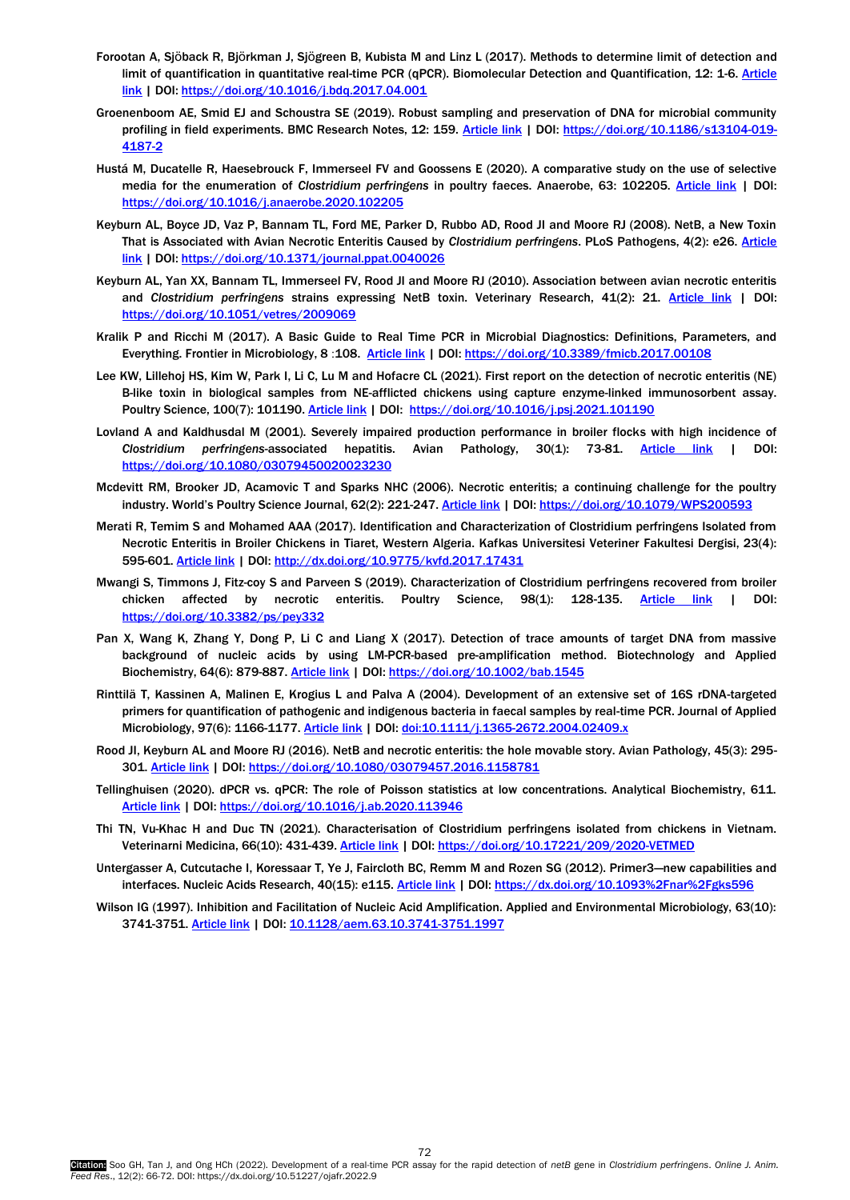Forootan A, Sjöback R, Björkman J, Sjögreen B, Kubista M and Linz L (2017). Methods to determine limit of detection and limit of quantification in quantitative real-time PCR (qPCR). Biomolecular Detection and Quantification, 12: 1-6. Article link | DOI: https://doi.org/10.1016/j.bdq.2017.04.001

Groenenboom AE, Smid EJ and Schoustra SE (2019). Robust sampling and preservation of DNA for microbial community profiling in field experiments. BMC Research Notes, 12: 159. Article link | DOI: https://doi.org/10.1186/s13104-019-4187-2

Hustá M, Ducatelle R, Haesebrouck F, Immerseel FV and Goossens E (2020). A comparative study on the use of selective media for the enumeration of *Clostridium perfringens* in poultry faeces. Anaerobe, 63: 102205. Article link | DOI: https://doi.org/10.1016/j.anaerobe.2020.102205

Keyburn AL, Boyce JD, Vaz P, Bannam TL, Ford ME, Parker D, Rubbo AD, Rood JI and Moore RJ (2008). NetB, a New Toxin That is Associated with Avian Necrotic Enteritis Caused by *Clostridium perfringens*. PLoS Pathogens, 4(2): e26. Article link | DOI: https://doi.org/10.1371/journal.ppat.0040026

Keyburn AL, Yan XX, Bannam TL, Immerseel FV, Rood JI and Moore RJ (2010). Association between avian necrotic enteritis and *Clostridium perfringens* strains expressing NetB toxin. Veterinary Research, 41(2): 21. Article link | DOI: https://doi.org/10.1051/vetres/2009069

Kralik P and Ricchi M (2017). A Basic Guide to Real Time PCR in Microbial Diagnostics: Definitions, Parameters, and Everything. Frontier in Microbiology, 8 :108. Article link | DOI: https://doi.org/10.3389/fmicb.2017.00108

Lee KW, Lillehoj HS, Kim W, Park I, Li C, Lu M and Hofacre CL (2021). First report on the detection of necrotic enteritis (NE) B-like toxin in biological samples from NE-afflicted chickens using capture enzyme-linked immunosorbent assay. Poultry Science, 100(7): 101190. Article link | DOI: https://doi.org/10.1016/j.psj.2021.101190

Lovland A and Kaldhusdal M (2001). Severely impaired production performance in broiler flocks with high incidence of *Clostridium perfringens*-associated hepatitis. Avian Pathology, 30(1): 73-81. Article link | DOI: https://doi.org/10.1080/03079450020023230

Mcdevitt RM, Brooker JD, Acamovic T and Sparks NHC (2006). Necrotic enteritis; a continuing challenge for the poultry industry. World's Poultry Science Journal, 62(2): 221-247. Article link | DOI: https://doi.org/10.1079/WPS200593

Merati R, Temim S and Mohamed AAA (2017). Identification and Characterization of Clostridium perfringens Isolated from Necrotic Enteritis in Broiler Chickens in Tiaret, Western Algeria. Kafkas Universitesi Veteriner Fakultesi Dergisi, 23(4): 595-601. Article link | DOI: http://dx.doi.org/10.9775/kvfd.2017.17431

Mwangi S, Timmons J, Fitz-coy S and Parveen S (2019). Characterization of Clostridium perfringens recovered from broiler chicken affected by necrotic enteritis. Poultry Science, 98(1): 128-135. Article link | DOI: https://doi.org/10.3382/ps/pey332

Pan X, Wang K, Zhang Y, Dong P, Li C and Liang X (2017). Detection of trace amounts of target DNA from massive background of nucleic acids by using LM-PCR-based pre-amplification method. Biotechnology and Applied Biochemistry, 64(6): 879-887. Article link | DOI: https://doi.org/10.1002/bab.1545

Rinttilä T, Kassinen A, Malinen E, Krogius L and Palva A (2004). Development of an extensive set of 16S rDNA-targeted primers for quantification of pathogenic and indigenous bacteria in faecal samples by real-time PCR. Journal of Applied Microbiology, 97(6): 1166-1177. Article link | DOI: doi:10.1111/j.1365-2672.2004.02409.x

Rood JI, Keyburn AL and Moore RJ (2016). NetB and necrotic enteritis: the hole movable story. Avian Pathology, 45(3): 295-301. Article link | DOI: https://doi.org/10.1080/03079457.2016.1158781

Tellinghuisen (2020). dPCR vs. qPCR: The role of Poisson statistics at low concentrations. Analytical Biochemistry, 611. Article link | DOI: https://doi.org/10.1016/j.ab.2020.113946

Thi TN, Vu-Khac H and Duc TN (2021). Characterisation of Clostridium perfringens isolated from chickens in Vietnam. Veterinarni Medicina, 66(10): 431-439. Article link | DOI: https://doi.org/10.17221/209/2020-VETMED

Untergasser A, Cutcutache I, Koressaar T, Ye J, Faircloth BC, Remm M and Rozen SG (2012). Primer3—new capabilities and interfaces. Nucleic Acids Research, 40(15): e115. Article link | DOI: https://dx.doi.org/10.1093%2Fnar%2Fgks596

Wilson IG (1997). Inhibition and Facilitation of Nucleic Acid Amplification. Applied and Environmental Microbiology, 63(10): 3741-3751. Article link | DOI: 10.1128/aem.63.10.3741-3751.1997